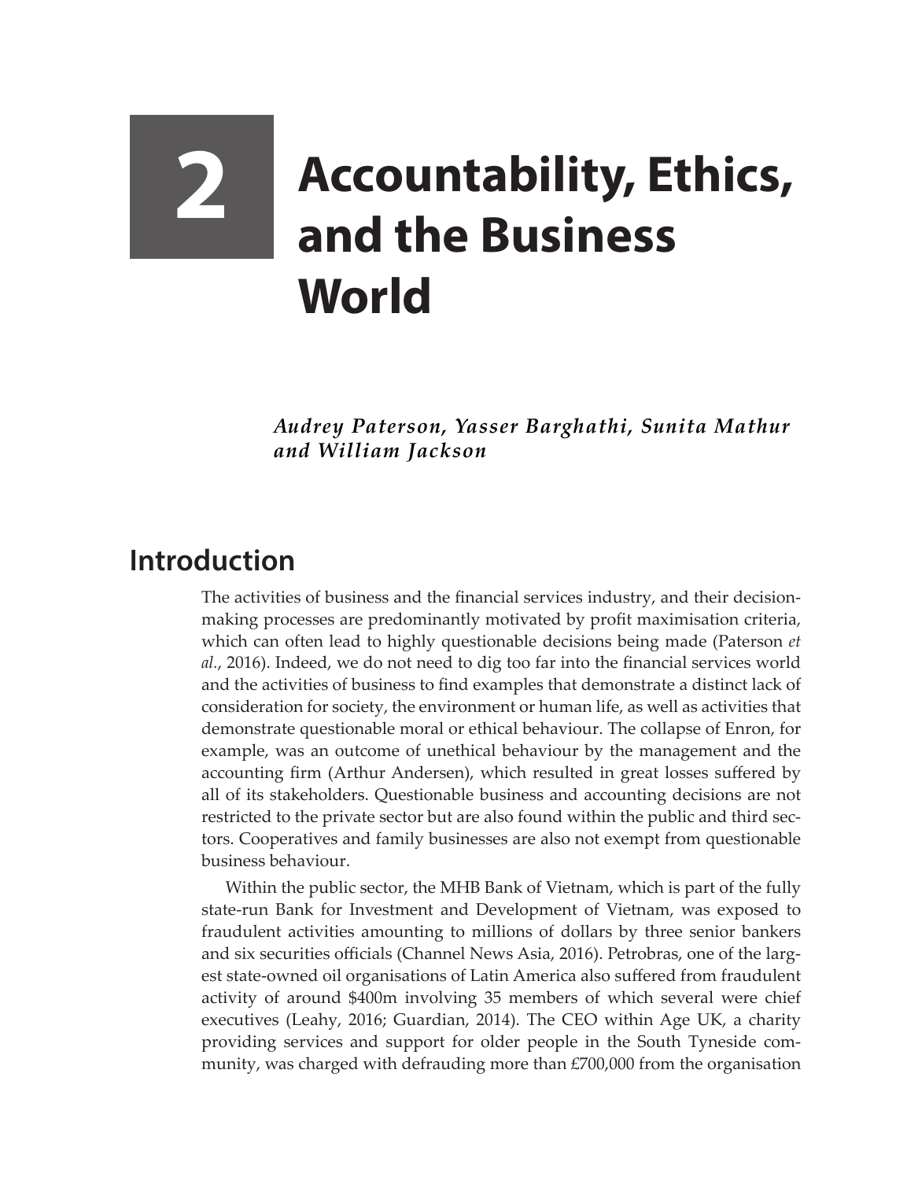# 2 Accountability, Ethics, and the Business World

***Audrey Paterson, Yasser Barghathi, Sunita Mathur and William Jackson***

## Introduction

The activities of business and the financial services industry, and their decision-making processes are predominantly motivated by profit maximisation criteria, which can often lead to highly questionable decisions being made (Paterson *et al.*, 2016). Indeed, we do not need to dig too far into the financial services world and the activities of business to find examples that demonstrate a distinct lack of consideration for society, the environment or human life, as well as activities that demonstrate questionable moral or ethical behaviour. The collapse of Enron, for example, was an outcome of unethical behaviour by the management and the accounting firm (Arthur Andersen), which resulted in great losses suffered by all of its stakeholders. Questionable business and accounting decisions are not restricted to the private sector but are also found within the public and third sectors. Cooperatives and family businesses are also not exempt from questionable business behaviour.

Within the public sector, the MHB Bank of Vietnam, which is part of the fully state-run Bank for Investment and Development of Vietnam, was exposed to fraudulent activities amounting to millions of dollars by three senior bankers and six securities officials (Channel News Asia, 2016). Petrobras, one of the largest state-owned oil organisations of Latin America also suffered from fraudulent activity of around $400m involving 35 members of which several were chief executives (Leahy, 2016; Guardian, 2014). The CEO within Age UK, a charity providing services and support for older people in the South Tyneside community, was charged with defrauding more than £700,000 from the organisation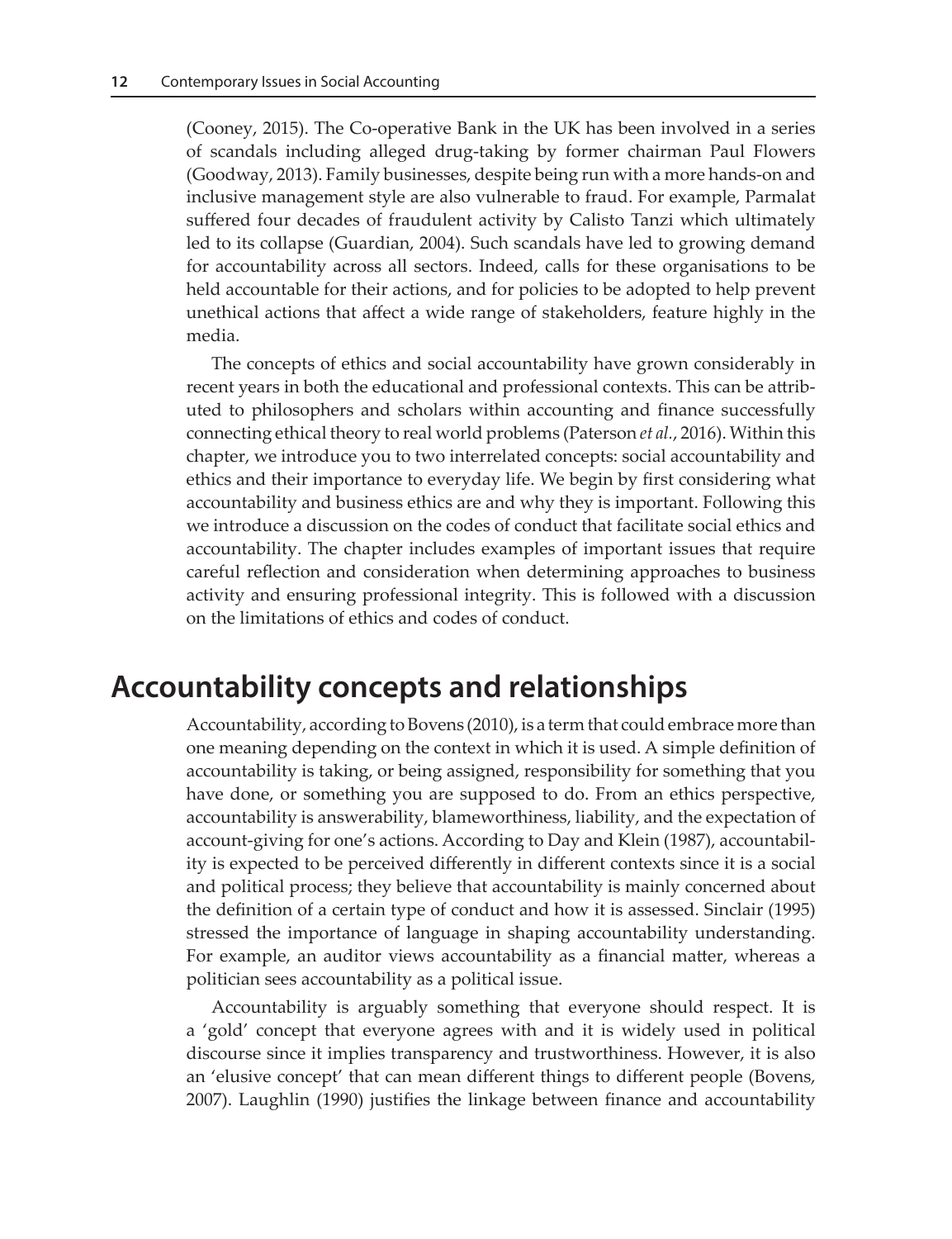(Cooney, 2015). The Co-operative Bank in the UK has been involved in a series of scandals including alleged drug-taking by former chairman Paul Flowers (Goodway, 2013). Family businesses, despite being run with a more hands-on and inclusive management style are also vulnerable to fraud. For example, Parmalat suffered four decades of fraudulent activity by Calisto Tanzi which ultimately led to its collapse (Guardian, 2004). Such scandals have led to growing demand for accountability across all sectors. Indeed, calls for these organisations to be held accountable for their actions, and for policies to be adopted to help prevent unethical actions that affect a wide range of stakeholders, feature highly in the media.

The concepts of ethics and social accountability have grown considerably in recent years in both the educational and professional contexts. This can be attributed to philosophers and scholars within accounting and finance successfully connecting ethical theory to real world problems (Paterson *et al.*, 2016). Within this chapter, we introduce you to two interrelated concepts: social accountability and ethics and their importance to everyday life. We begin by first considering what accountability and business ethics are and why they is important. Following this we introduce a discussion on the codes of conduct that facilitate social ethics and accountability. The chapter includes examples of important issues that require careful reflection and consideration when determining approaches to business activity and ensuring professional integrity. This is followed with a discussion on the limitations of ethics and codes of conduct.

## Accountability concepts and relationships

Accountability, according to Bovens (2010), is a term that could embrace more than one meaning depending on the context in which it is used. A simple definition of accountability is taking, or being assigned, responsibility for something that you have done, or something you are supposed to do. From an ethics perspective, accountability is answerability, blameworthiness, liability, and the expectation of account-giving for one's actions. According to Day and Klein (1987), accountability is expected to be perceived differently in different contexts since it is a social and political process; they believe that accountability is mainly concerned about the definition of a certain type of conduct and how it is assessed. Sinclair (1995) stressed the importance of language in shaping accountability understanding. For example, an auditor views accountability as a financial matter, whereas a politician sees accountability as a political issue.

Accountability is arguably something that everyone should respect. It is a 'gold' concept that everyone agrees with and it is widely used in political discourse since it implies transparency and trustworthiness. However, it is also an 'elusive concept' that can mean different things to different people (Bovens, 2007). Laughlin (1990) justifies the linkage between finance and accountability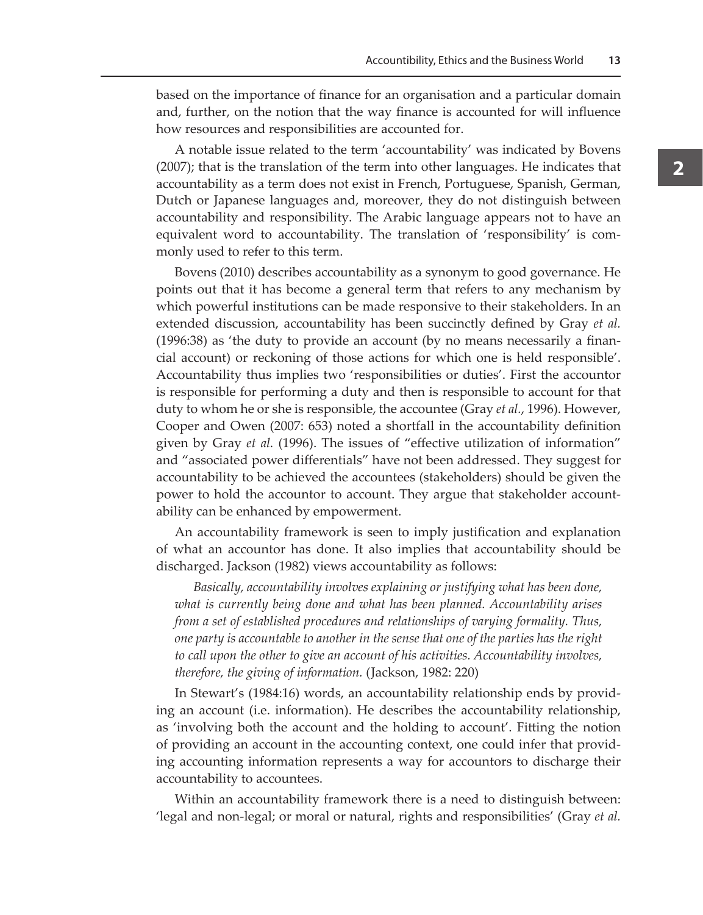based on the importance of finance for an organisation and a particular domain and, further, on the notion that the way finance is accounted for will influence how resources and responsibilities are accounted for.

A notable issue related to the term 'accountability' was indicated by Bovens (2007); that is the translation of the term into other languages. He indicates that accountability as a term does not exist in French, Portuguese, Spanish, German, Dutch or Japanese languages and, moreover, they do not distinguish between accountability and responsibility. The Arabic language appears not to have an equivalent word to accountability. The translation of 'responsibility' is commonly used to refer to this term.

Bovens (2010) describes accountability as a synonym to good governance. He points out that it has become a general term that refers to any mechanism by which powerful institutions can be made responsive to their stakeholders. In an extended discussion, accountability has been succinctly defined by Gray *et al.* (1996:38) as 'the duty to provide an account (by no means necessarily a financial account) or reckoning of those actions for which one is held responsible'. Accountability thus implies two 'responsibilities or duties'. First the accountor is responsible for performing a duty and then is responsible to account for that duty to whom he or she is responsible, the accountee (Gray *et al.*, 1996). However, Cooper and Owen (2007: 653) noted a shortfall in the accountability definition given by Gray *et al.* (1996). The issues of "effective utilization of information" and "associated power differentials" have not been addressed. They suggest for accountability to be achieved the accountees (stakeholders) should be given the power to hold the accountor to account. They argue that stakeholder accountability can be enhanced by empowerment.

An accountability framework is seen to imply justification and explanation of what an accountor has done. It also implies that accountability should be discharged. Jackson (1982) views accountability as follows:

> *Basically, accountability involves explaining or justifying what has been done, what is currently being done and what has been planned. Accountability arises from a set of established procedures and relationships of varying formality. Thus, one party is accountable to another in the sense that one of the parties has the right to call upon the other to give an account of his activities. Accountability involves, therefore, the giving of information.* (Jackson, 1982: 220)

In Stewart's (1984:16) words, an accountability relationship ends by providing an account (i.e. information). He describes the accountability relationship, as 'involving both the account and the holding to account'. Fitting the notion of providing an account in the accounting context, one could infer that providing accounting information represents a way for accountors to discharge their accountability to accountees.

Within an accountability framework there is a need to distinguish between: 'legal and non-legal; or moral or natural, rights and responsibilities' (Gray *et al.*